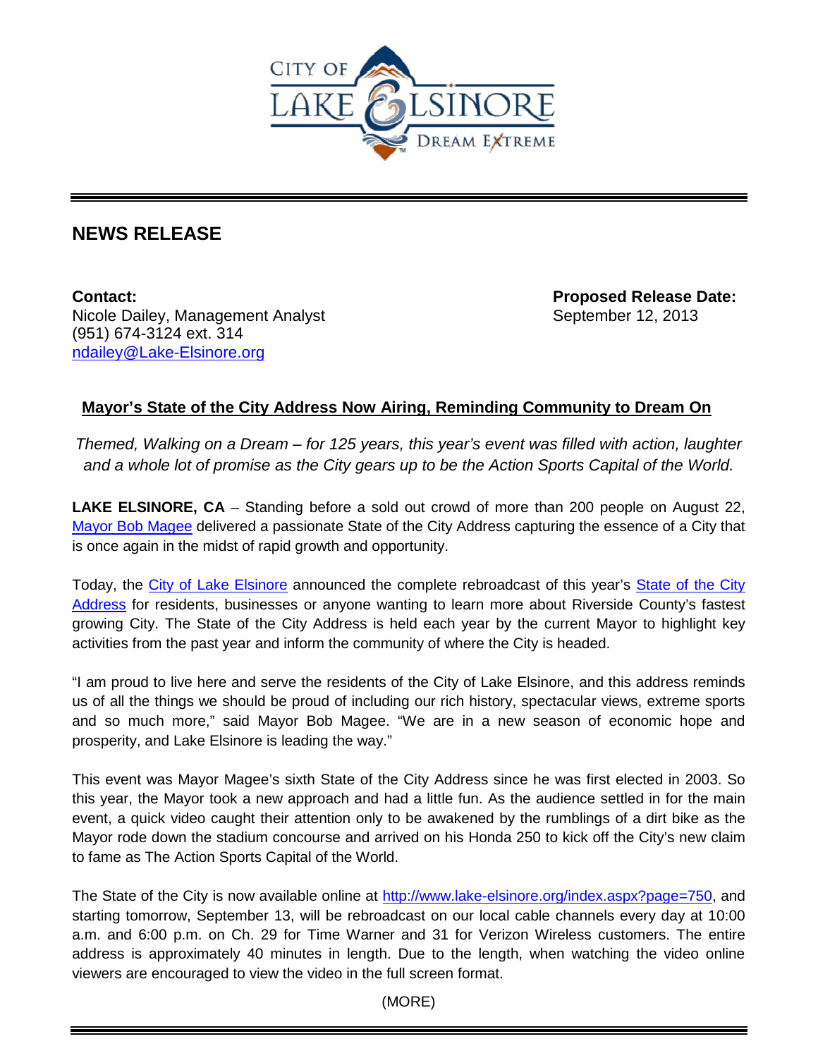CITY OF LAKE ELSINORE DREAM EXTREME

## NEWS RELEASE

**Contact:**
Nicole Dailey, Management Analyst
(951) 674-3124 ext. 314
ndailey@Lake-Elsinore.org

**Proposed Release Date:**
September 12, 2013

**Mayor's State of the City Address Now Airing, Reminding Community to Dream On**

*Themed, Walking on a Dream – for 125 years, this year's event was filled with action, laughter and a whole lot of promise as the City gears up to be the Action Sports Capital of the World.*

**LAKE ELSINORE, CA** – Standing before a sold out crowd of more than 200 people on August 22, Mayor Bob Magee delivered a passionate State of the City Address capturing the essence of a City that is once again in the midst of rapid growth and opportunity.

Today, the City of Lake Elsinore announced the complete rebroadcast of this year's State of the City Address for residents, businesses or anyone wanting to learn more about Riverside County's fastest growing City. The State of the City Address is held each year by the current Mayor to highlight key activities from the past year and inform the community of where the City is headed.

"I am proud to live here and serve the residents of the City of Lake Elsinore, and this address reminds us of all the things we should be proud of including our rich history, spectacular views, extreme sports and so much more," said Mayor Bob Magee. "We are in a new season of economic hope and prosperity, and Lake Elsinore is leading the way."

This event was Mayor Magee's sixth State of the City Address since he was first elected in 2003. So this year, the Mayor took a new approach and had a little fun. As the audience settled in for the main event, a quick video caught their attention only to be awakened by the rumblings of a dirt bike as the Mayor rode down the stadium concourse and arrived on his Honda 250 to kick off the City's new claim to fame as The Action Sports Capital of the World.

The State of the City is now available online at http://www.lake-elsinore.org/index.aspx?page=750, and starting tomorrow, September 13, will be rebroadcast on our local cable channels every day at 10:00 a.m. and 6:00 p.m. on Ch. 29 for Time Warner and 31 for Verizon Wireless customers. The entire address is approximately 40 minutes in length. Due to the length, when watching the video online viewers are encouraged to view the video in the full screen format.

(MORE)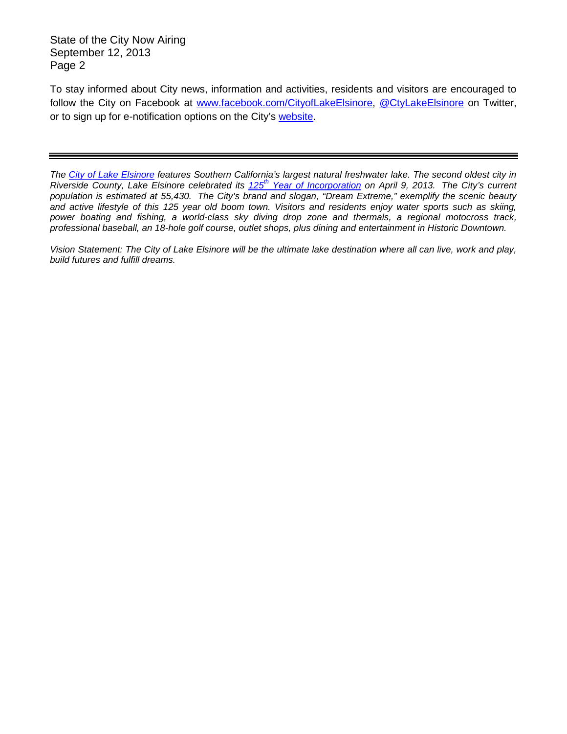To stay informed about City news, information and activities, residents and visitors are encouraged to follow the City on Facebook at www.facebook.com/CityofLakeElsinore, @CtyLakeElsinore on Twitter, or to sign up for e-notification options on the City's website.

---

*The City of Lake Elsinore features Southern California's largest natural freshwater lake. The second oldest city in Riverside County, Lake Elsinore celebrated its 125th Year of Incorporation on April 9, 2013. The City's current population is estimated at 55,430. The City's brand and slogan, "Dream Extreme," exemplify the scenic beauty and active lifestyle of this 125 year old boom town. Visitors and residents enjoy water sports such as skiing, power boating and fishing, a world-class sky diving drop zone and thermals, a regional motocross track, professional baseball, an 18-hole golf course, outlet shops, plus dining and entertainment in Historic Downtown.*

*Vision Statement: The City of Lake Elsinore will be the ultimate lake destination where all can live, work and play, build futures and fulfill dreams.*